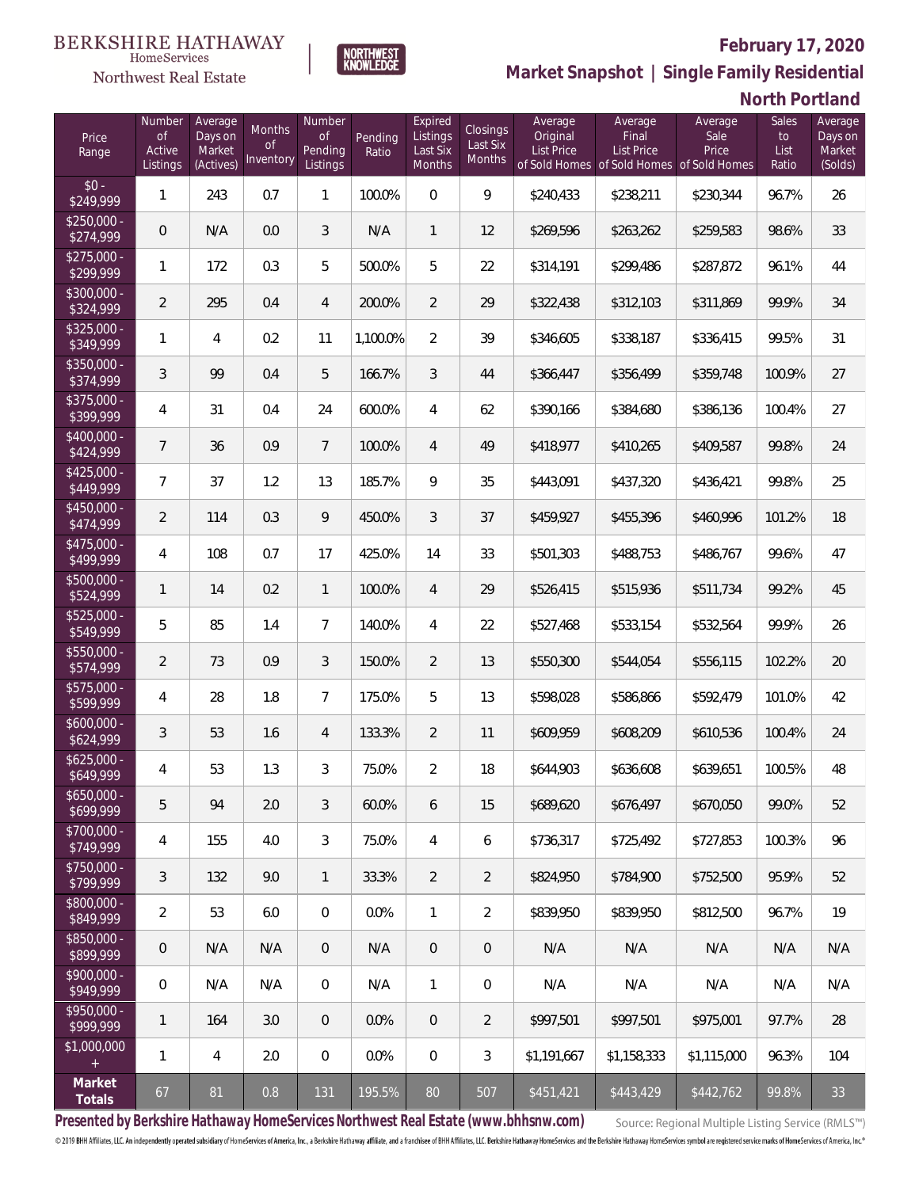BERKSHIRE HATHAWAY HomeServices Northwest Real Estate

NORTHWEST KNOWLEDGE

**February 17, 2020**

**Market Snapshot | Single Family Residential**

**North Portland**

| Price Range | Number of Active Listings | Average Days on Market (Actives) | Months of Inventory | Number of Pending Listings | Pending Ratio | Expired Listings Last Six Months | Closings Last Six Months | Average Original List Price of Sold Homes | Average Final List Price of Sold Homes | Average Sale Price of Sold Homes | Sales to List Ratio | Average Days on Market (Solds) |
|---|---|---|---|---|---|---|---|---|---|---|---|---|
| $0 - $249,999 | 1 | 243 | 0.7 | 1 | 100.0% | 0 | 9 | $240,433 | $238,211 | $230,344 | 96.7% | 26 |
| $250,000 - $274,999 | 0 | N/A | 0.0 | 3 | N/A | 1 | 12 | $269,596 | $263,262 | $259,583 | 98.6% | 33 |
| $275,000 - $299,999 | 1 | 172 | 0.3 | 5 | 500.0% | 5 | 22 | $314,191 | $299,486 | $287,872 | 96.1% | 44 |
| $300,000 - $324,999 | 2 | 295 | 0.4 | 4 | 200.0% | 2 | 29 | $322,438 | $312,103 | $311,869 | 99.9% | 34 |
| $325,000 - $349,999 | 1 | 4 | 0.2 | 11 | 1,100.0% | 2 | 39 | $346,605 | $338,187 | $336,415 | 99.5% | 31 |
| $350,000 - $374,999 | 3 | 99 | 0.4 | 5 | 166.7% | 3 | 44 | $366,447 | $356,499 | $359,748 | 100.9% | 27 |
| $375,000 - $399,999 | 4 | 31 | 0.4 | 24 | 600.0% | 4 | 62 | $390,166 | $384,680 | $386,136 | 100.4% | 27 |
| $400,000 - $424,999 | 7 | 36 | 0.9 | 7 | 100.0% | 4 | 49 | $418,977 | $410,265 | $409,587 | 99.8% | 24 |
| $425,000 - $449,999 | 7 | 37 | 1.2 | 13 | 185.7% | 9 | 35 | $443,091 | $437,320 | $436,421 | 99.8% | 25 |
| $450,000 - $474,999 | 2 | 114 | 0.3 | 9 | 450.0% | 3 | 37 | $459,927 | $455,396 | $460,996 | 101.2% | 18 |
| $475,000 - $499,999 | 4 | 108 | 0.7 | 17 | 425.0% | 14 | 33 | $501,303 | $488,753 | $486,767 | 99.6% | 47 |
| $500,000 - $524,999 | 1 | 14 | 0.2 | 1 | 100.0% | 4 | 29 | $526,415 | $515,936 | $511,734 | 99.2% | 45 |
| $525,000 - $549,999 | 5 | 85 | 1.4 | 7 | 140.0% | 4 | 22 | $527,468 | $533,154 | $532,564 | 99.9% | 26 |
| $550,000 - $574,999 | 2 | 73 | 0.9 | 3 | 150.0% | 2 | 13 | $550,300 | $544,054 | $556,115 | 102.2% | 20 |
| $575,000 - $599,999 | 4 | 28 | 1.8 | 7 | 175.0% | 5 | 13 | $598,028 | $586,866 | $592,479 | 101.0% | 42 |
| $600,000 - $624,999 | 3 | 53 | 1.6 | 4 | 133.3% | 2 | 11 | $609,959 | $608,209 | $610,536 | 100.4% | 24 |
| $625,000 - $649,999 | 4 | 53 | 1.3 | 3 | 75.0% | 2 | 18 | $644,903 | $636,608 | $639,651 | 100.5% | 48 |
| $650,000 - $699,999 | 5 | 94 | 2.0 | 3 | 60.0% | 6 | 15 | $689,620 | $676,497 | $670,050 | 99.0% | 52 |
| $700,000 - $749,999 | 4 | 155 | 4.0 | 3 | 75.0% | 4 | 6 | $736,317 | $725,492 | $727,853 | 100.3% | 96 |
| $750,000 - $799,999 | 3 | 132 | 9.0 | 1 | 33.3% | 2 | 2 | $824,950 | $784,900 | $752,500 | 95.9% | 52 |
| $800,000 - $849,999 | 2 | 53 | 6.0 | 0 | 0.0% | 1 | 2 | $839,950 | $839,950 | $812,500 | 96.7% | 19 |
| $850,000 - $899,999 | 0 | N/A | N/A | 0 | N/A | 0 | 0 | N/A | N/A | N/A | N/A | N/A |
| $900,000 - $949,999 | 0 | N/A | N/A | 0 | N/A | 1 | 0 | N/A | N/A | N/A | N/A | N/A |
| $950,000 - $999,999 | 1 | 164 | 3.0 | 0 | 0.0% | 0 | 2 | $997,501 | $997,501 | $975,001 | 97.7% | 28 |
| $1,000,000 + | 1 | 4 | 2.0 | 0 | 0.0% | 0 | 3 | $1,191,667 | $1,158,333 | $1,115,000 | 96.3% | 104 |
| **Market Totals** | 67 | 81 | 0.8 | 131 | 195.5% | 80 | 507 | $451,421 | $443,429 | $442,762 | 99.8% | 33 |

**Presented by Berkshire Hathaway HomeServices Northwest Real Estate (www.bhhsnw.com)**

Source: Regional Multiple Listing Service (RMLS™)

© 2019 BHH Affiliates, LLC. An independently operated subsidiary of HomeServices of America, Inc., a Berkshire Hathaway affiliate, and a franchisee of BHH Affiliates, LLC. Berkshire Hathaway HomeServices and the Berkshire Hathaway HomeServices symbol are registered service marks of HomeServices of America, Inc.®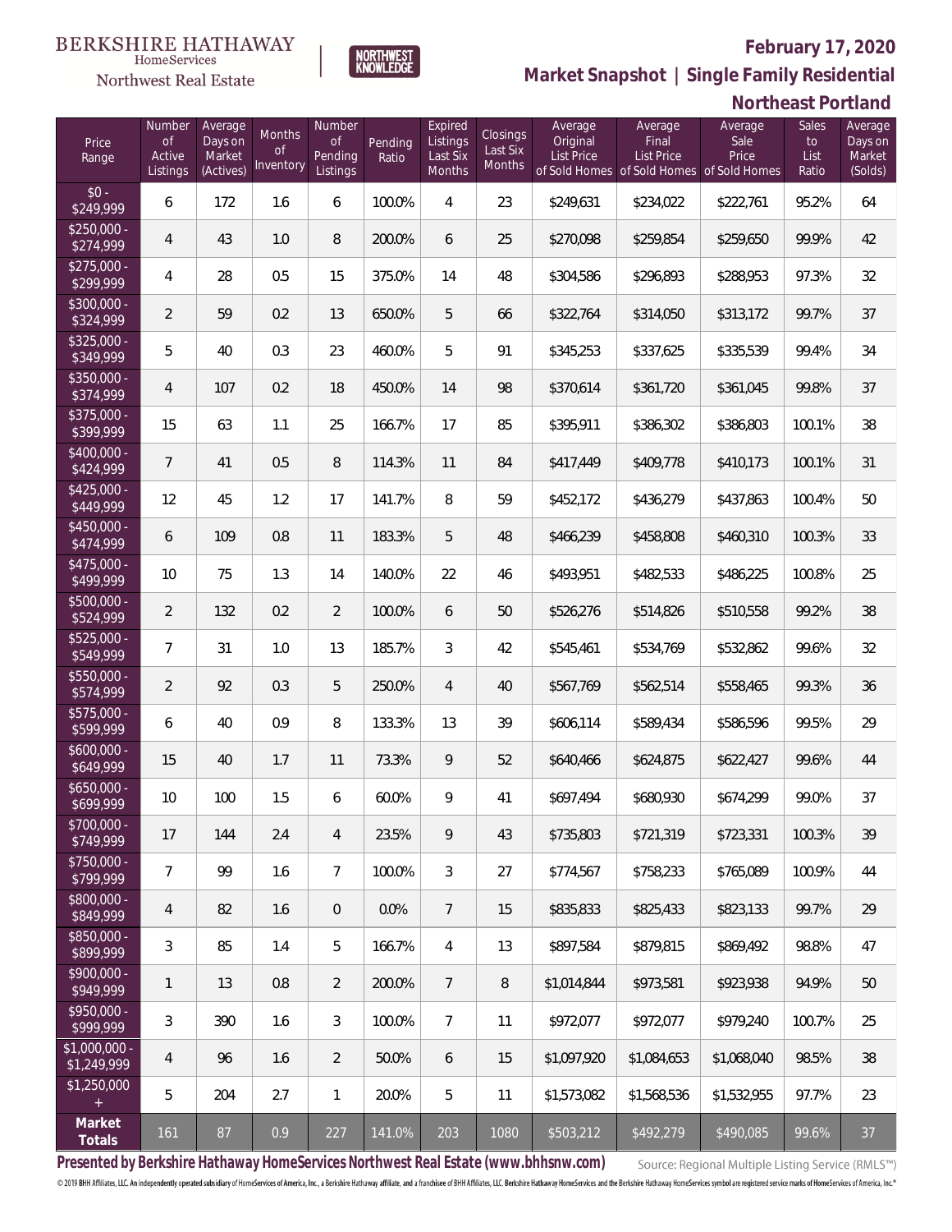BERKSHIRE HATHAWAY HomeServices Northwest Real Estate

# February 17, 2020

## Market Snapshot | Single Family Residential

## Northeast Portland

| Price Range | Number of Active Listings | Average Days on Market (Actives) | Months of Inventory | Number of Pending Listings | Pending Ratio | Expired Listings Last Six Months | Closings Last Six Months | Average Original List Price of Sold Homes | Average Final List Price of Sold Homes | Average Sale Price of Sold Homes | Sales to List Ratio | Average Days on Market (Solds) |
|---|---|---|---|---|---|---|---|---|---|---|---|---|
| $0 - $249,999 | 6 | 172 | 1.6 | 6 | 100.0% | 4 | 23 | $249,631 | $234,022 | $222,761 | 95.2% | 64 |
| $250,000 - $274,999 | 4 | 43 | 1.0 | 8 | 200.0% | 6 | 25 | $270,098 | $259,854 | $259,650 | 99.9% | 42 |
| $275,000 - $299,999 | 4 | 28 | 0.5 | 15 | 375.0% | 14 | 48 | $304,586 | $296,893 | $288,953 | 97.3% | 32 |
| $300,000 - $324,999 | 2 | 59 | 0.2 | 13 | 650.0% | 5 | 66 | $322,764 | $314,050 | $313,172 | 99.7% | 37 |
| $325,000 - $349,999 | 5 | 40 | 0.3 | 23 | 460.0% | 5 | 91 | $345,253 | $337,625 | $335,539 | 99.4% | 34 |
| $350,000 - $374,999 | 4 | 107 | 0.2 | 18 | 450.0% | 14 | 98 | $370,614 | $361,720 | $361,045 | 99.8% | 37 |
| $375,000 - $399,999 | 15 | 63 | 1.1 | 25 | 166.7% | 17 | 85 | $395,911 | $386,302 | $386,803 | 100.1% | 38 |
| $400,000 - $424,999 | 7 | 41 | 0.5 | 8 | 114.3% | 11 | 84 | $417,449 | $409,778 | $410,173 | 100.1% | 31 |
| $425,000 - $449,999 | 12 | 45 | 1.2 | 17 | 141.7% | 8 | 59 | $452,172 | $436,279 | $437,863 | 100.4% | 50 |
| $450,000 - $474,999 | 6 | 109 | 0.8 | 11 | 183.3% | 5 | 48 | $466,239 | $458,808 | $460,310 | 100.3% | 33 |
| $475,000 - $499,999 | 10 | 75 | 1.3 | 14 | 140.0% | 22 | 46 | $493,951 | $482,533 | $486,225 | 100.8% | 25 |
| $500,000 - $524,999 | 2 | 132 | 0.2 | 2 | 100.0% | 6 | 50 | $526,276 | $514,826 | $510,558 | 99.2% | 38 |
| $525,000 - $549,999 | 7 | 31 | 1.0 | 13 | 185.7% | 3 | 42 | $545,461 | $534,769 | $532,862 | 99.6% | 32 |
| $550,000 - $574,999 | 2 | 92 | 0.3 | 5 | 250.0% | 4 | 40 | $567,769 | $562,514 | $558,465 | 99.3% | 36 |
| $575,000 - $599,999 | 6 | 40 | 0.9 | 8 | 133.3% | 13 | 39 | $606,114 | $589,434 | $586,596 | 99.5% | 29 |
| $600,000 - $649,999 | 15 | 40 | 1.7 | 11 | 73.3% | 9 | 52 | $640,466 | $624,875 | $622,427 | 99.6% | 44 |
| $650,000 - $699,999 | 10 | 100 | 1.5 | 6 | 60.0% | 9 | 41 | $697,494 | $680,930 | $674,299 | 99.0% | 37 |
| $700,000 - $749,999 | 17 | 144 | 2.4 | 4 | 23.5% | 9 | 43 | $735,803 | $721,319 | $723,331 | 100.3% | 39 |
| $750,000 - $799,999 | 7 | 99 | 1.6 | 7 | 100.0% | 3 | 27 | $774,567 | $758,233 | $765,089 | 100.9% | 44 |
| $800,000 - $849,999 | 4 | 82 | 1.6 | 0 | 0.0% | 7 | 15 | $835,833 | $825,433 | $823,133 | 99.7% | 29 |
| $850,000 - $899,999 | 3 | 85 | 1.4 | 5 | 166.7% | 4 | 13 | $897,584 | $879,815 | $869,492 | 98.8% | 47 |
| $900,000 - $949,999 | 1 | 13 | 0.8 | 2 | 200.0% | 7 | 8 | $1,014,844 | $973,581 | $923,938 | 94.9% | 50 |
| $950,000 - $999,999 | 3 | 390 | 1.6 | 3 | 100.0% | 7 | 11 | $972,077 | $972,077 | $979,240 | 100.7% | 25 |
| $1,000,000 - $1,249,999 | 4 | 96 | 1.6 | 2 | 50.0% | 6 | 15 | $1,097,920 | $1,084,653 | $1,068,040 | 98.5% | 38 |
| $1,250,000 + | 5 | 204 | 2.7 | 1 | 20.0% | 5 | 11 | $1,573,082 | $1,568,536 | $1,532,955 | 97.7% | 23 |
| **Market Totals** | 161 | 87 | 0.9 | 227 | 141.0% | 203 | 1080 | $503,212 | $492,279 | $490,085 | 99.6% | 37 |

**Presented by Berkshire Hathaway HomeServices Northwest Real Estate (www.bhhsnw.com)** Source: Regional Multiple Listing Service (RMLS™)

© 2019 BHH Affiliates, LLC. An independently operated subsidiary of HomeServices of America, Inc., a Berkshire Hathaway affiliate, and a franchisee of BHH Affiliates, LLC. Berkshire Hathaway HomeServices and the Berkshire Hathaway HomeServices symbol are registered service marks of HomeServices of America, Inc.®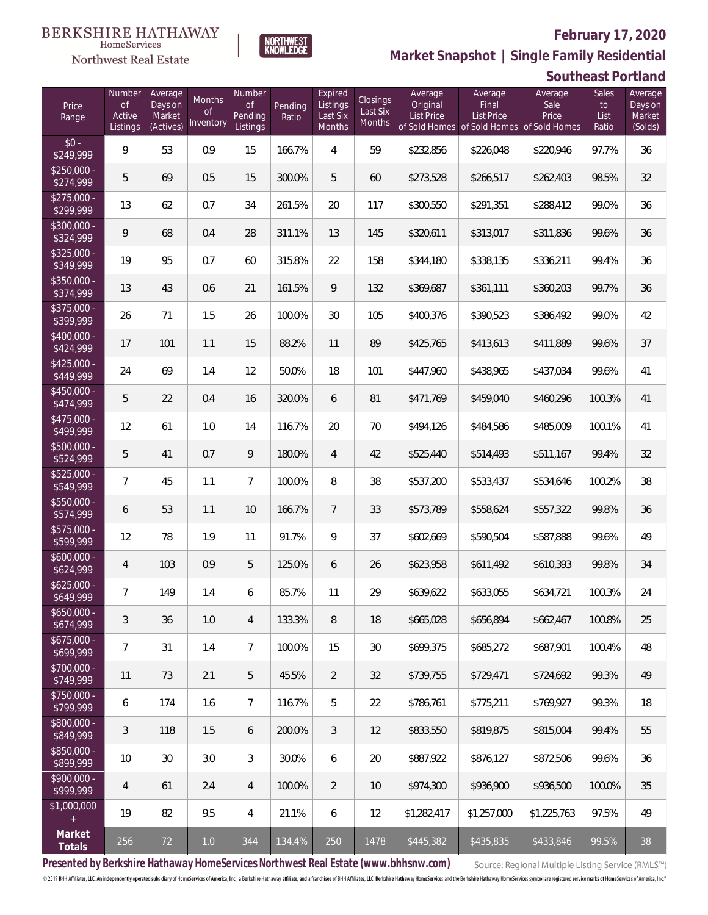BERKSHIRE HATHAWAY HomeServices Northwest Real Estate

NORTHWEST KNOWLEDGE

# February 17, 2020

## Market Snapshot | Single Family Residential

## Southeast Portland

| Price Range | Number of Active Listings | Average Days on Market (Actives) | Months of Inventory | Number of Pending Listings | Pending Ratio | Expired Listings Last Six Months | Closings Last Six Months | Average Original List Price of Sold Homes | Average Final List Price of Sold Homes | Average Sale Price of Sold Homes | Sales to List Ratio | Average Days on Market (Solds) |
|---|---|---|---|---|---|---|---|---|---|---|---|---|
| $0 - $249,999 | 9 | 53 | 0.9 | 15 | 166.7% | 4 | 59 | $232,856 | $226,048 | $220,946 | 97.7% | 36 |
| $250,000 - $274,999 | 5 | 69 | 0.5 | 15 | 300.0% | 5 | 60 | $273,528 | $266,517 | $262,403 | 98.5% | 32 |
| $275,000 - $299,999 | 13 | 62 | 0.7 | 34 | 261.5% | 20 | 117 | $300,550 | $291,351 | $288,412 | 99.0% | 36 |
| $300,000 - $324,999 | 9 | 68 | 0.4 | 28 | 311.1% | 13 | 145 | $320,611 | $313,017 | $311,836 | 99.6% | 36 |
| $325,000 - $349,999 | 19 | 95 | 0.7 | 60 | 315.8% | 22 | 158 | $344,180 | $338,135 | $336,211 | 99.4% | 36 |
| $350,000 - $374,999 | 13 | 43 | 0.6 | 21 | 161.5% | 9 | 132 | $369,687 | $361,111 | $360,203 | 99.7% | 36 |
| $375,000 - $399,999 | 26 | 71 | 1.5 | 26 | 100.0% | 30 | 105 | $400,376 | $390,523 | $386,492 | 99.0% | 42 |
| $400,000 - $424,999 | 17 | 101 | 1.1 | 15 | 88.2% | 11 | 89 | $425,765 | $413,613 | $411,889 | 99.6% | 37 |
| $425,000 - $449,999 | 24 | 69 | 1.4 | 12 | 50.0% | 18 | 101 | $447,960 | $438,965 | $437,034 | 99.6% | 41 |
| $450,000 - $474,999 | 5 | 22 | 0.4 | 16 | 320.0% | 6 | 81 | $471,769 | $459,040 | $460,296 | 100.3% | 41 |
| $475,000 - $499,999 | 12 | 61 | 1.0 | 14 | 116.7% | 20 | 70 | $494,126 | $484,586 | $485,009 | 100.1% | 41 |
| $500,000 - $524,999 | 5 | 41 | 0.7 | 9 | 180.0% | 4 | 42 | $525,440 | $514,493 | $511,167 | 99.4% | 32 |
| $525,000 - $549,999 | 7 | 45 | 1.1 | 7 | 100.0% | 8 | 38 | $537,200 | $533,437 | $534,646 | 100.2% | 38 |
| $550,000 - $574,999 | 6 | 53 | 1.1 | 10 | 166.7% | 7 | 33 | $573,789 | $558,624 | $557,322 | 99.8% | 36 |
| $575,000 - $599,999 | 12 | 78 | 1.9 | 11 | 91.7% | 9 | 37 | $602,669 | $590,504 | $587,888 | 99.6% | 49 |
| $600,000 - $624,999 | 4 | 103 | 0.9 | 5 | 125.0% | 6 | 26 | $623,958 | $611,492 | $610,393 | 99.8% | 34 |
| $625,000 - $649,999 | 7 | 149 | 1.4 | 6 | 85.7% | 11 | 29 | $639,622 | $633,055 | $634,721 | 100.3% | 24 |
| $650,000 - $674,999 | 3 | 36 | 1.0 | 4 | 133.3% | 8 | 18 | $665,028 | $656,894 | $662,467 | 100.8% | 25 |
| $675,000 - $699,999 | 7 | 31 | 1.4 | 7 | 100.0% | 15 | 30 | $699,375 | $685,272 | $687,901 | 100.4% | 48 |
| $700,000 - $749,999 | 11 | 73 | 2.1 | 5 | 45.5% | 2 | 32 | $739,755 | $729,471 | $724,692 | 99.3% | 49 |
| $750,000 - $799,999 | 6 | 174 | 1.6 | 7 | 116.7% | 5 | 22 | $786,761 | $775,211 | $769,927 | 99.3% | 18 |
| $800,000 - $849,999 | 3 | 118 | 1.5 | 6 | 200.0% | 3 | 12 | $833,550 | $819,875 | $815,004 | 99.4% | 55 |
| $850,000 - $899,999 | 10 | 30 | 3.0 | 3 | 30.0% | 6 | 20 | $887,922 | $876,127 | $872,506 | 99.6% | 36 |
| $900,000 - $999,999 | 4 | 61 | 2.4 | 4 | 100.0% | 2 | 10 | $974,300 | $936,900 | $936,500 | 100.0% | 35 |
| $1,000,000 + | 19 | 82 | 9.5 | 4 | 21.1% | 6 | 12 | $1,282,417 | $1,257,000 | $1,225,763 | 97.5% | 49 |
| **Market Totals** | 256 | 72 | 1.0 | 344 | 134.4% | 250 | 1478 | $445,382 | $435,835 | $433,846 | 99.5% | 38 |

**Presented by Berkshire Hathaway HomeServices Northwest Real Estate (www.bhhsnw.com)**

Source: Regional Multiple Listing Service (RMLS™)

© 2019 BHH Affiliates, LLC. An independently operated subsidiary of HomeServices of America, Inc., a Berkshire Hathaway affiliate, and a franchisee of BHH Affiliates, LLC. Berkshire Hathaway HomeServices and the Berkshire Hathaway HomeServices symbol are registered service marks of HomeServices of America, Inc.®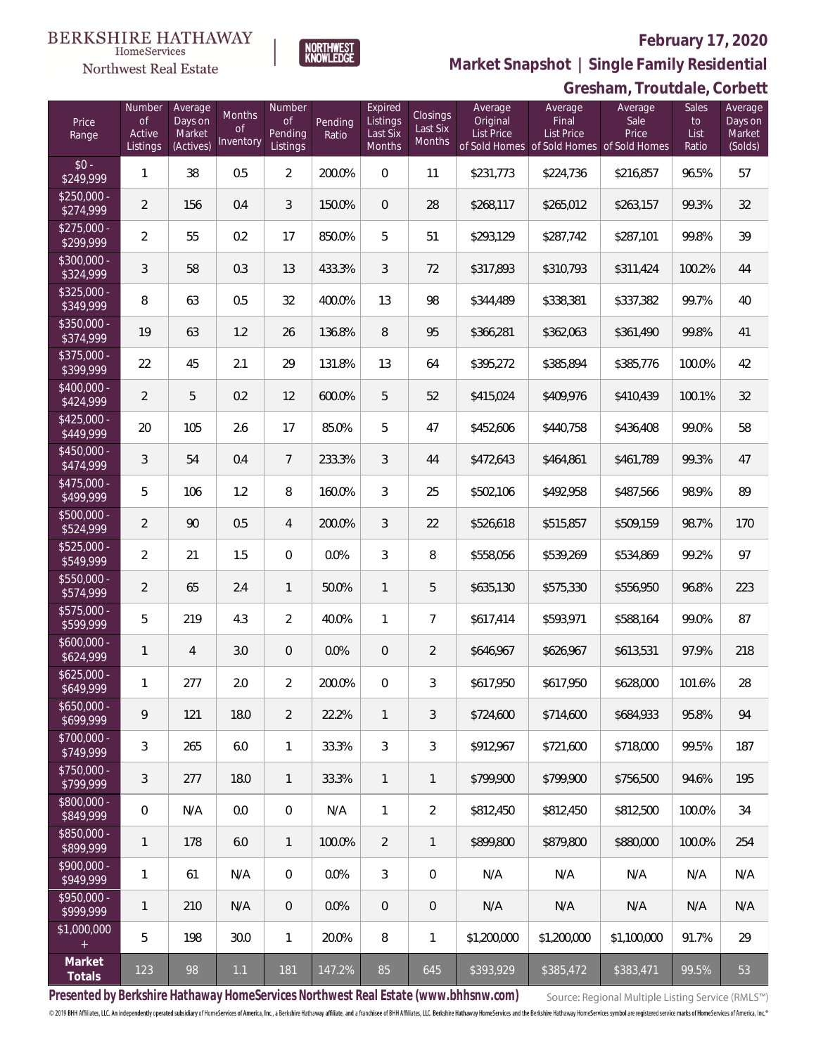BERKSHIRE HATHAWAY HomeServices Northwest Real Estate

NORTHWEST KNOWLEDGE

**February 17, 2020**

**Market Snapshot | Single Family Residential**

**Gresham, Troutdale, Corbett**

| Price Range | Number of Active Listings | Average Days on Market (Actives) | Months of Inventory | Number of Pending Listings | Pending Ratio | Expired Listings Last Six Months | Closings Last Six Months | Average Original List Price of Sold Homes | Average Final List Price of Sold Homes | Average Sale Price of Sold Homes | Sales to List Ratio | Average Days on Market (Solds) |
|---|---|---|---|---|---|---|---|---|---|---|---|---|
| $0 - $249,999 | 1 | 38 | 0.5 | 2 | 200.0% | 0 | 11 | $231,773 | $224,736 | $216,857 | 96.5% | 57 |
| $250,000 - $274,999 | 2 | 156 | 0.4 | 3 | 150.0% | 0 | 28 | $268,117 | $265,012 | $263,157 | 99.3% | 32 |
| $275,000 - $299,999 | 2 | 55 | 0.2 | 17 | 850.0% | 5 | 51 | $293,129 | $287,742 | $287,101 | 99.8% | 39 |
| $300,000 - $324,999 | 3 | 58 | 0.3 | 13 | 433.3% | 3 | 72 | $317,893 | $310,793 | $311,424 | 100.2% | 44 |
| $325,000 - $349,999 | 8 | 63 | 0.5 | 32 | 400.0% | 13 | 98 | $344,489 | $338,381 | $337,382 | 99.7% | 40 |
| $350,000 - $374,999 | 19 | 63 | 1.2 | 26 | 136.8% | 8 | 95 | $366,281 | $362,063 | $361,490 | 99.8% | 41 |
| $375,000 - $399,999 | 22 | 45 | 2.1 | 29 | 131.8% | 13 | 64 | $395,272 | $385,894 | $385,776 | 100.0% | 42 |
| $400,000 - $424,999 | 2 | 5 | 0.2 | 12 | 600.0% | 5 | 52 | $415,024 | $409,976 | $410,439 | 100.1% | 32 |
| $425,000 - $449,999 | 20 | 105 | 2.6 | 17 | 85.0% | 5 | 47 | $452,606 | $440,758 | $436,408 | 99.0% | 58 |
| $450,000 - $474,999 | 3 | 54 | 0.4 | 7 | 233.3% | 3 | 44 | $472,643 | $464,861 | $461,789 | 99.3% | 47 |
| $475,000 - $499,999 | 5 | 106 | 1.2 | 8 | 160.0% | 3 | 25 | $502,106 | $492,958 | $487,566 | 98.9% | 89 |
| $500,000 - $524,999 | 2 | 90 | 0.5 | 4 | 200.0% | 3 | 22 | $526,618 | $515,857 | $509,159 | 98.7% | 170 |
| $525,000 - $549,999 | 2 | 21 | 1.5 | 0 | 0.0% | 3 | 8 | $558,056 | $539,269 | $534,869 | 99.2% | 97 |
| $550,000 - $574,999 | 2 | 65 | 2.4 | 1 | 50.0% | 1 | 5 | $635,130 | $575,330 | $556,950 | 96.8% | 223 |
| $575,000 - $599,999 | 5 | 219 | 4.3 | 2 | 40.0% | 1 | 7 | $617,414 | $593,971 | $588,164 | 99.0% | 87 |
| $600,000 - $624,999 | 1 | 4 | 3.0 | 0 | 0.0% | 0 | 2 | $646,967 | $626,967 | $613,531 | 97.9% | 218 |
| $625,000 - $649,999 | 1 | 277 | 2.0 | 2 | 200.0% | 0 | 3 | $617,950 | $617,950 | $628,000 | 101.6% | 28 |
| $650,000 - $699,999 | 9 | 121 | 18.0 | 2 | 22.2% | 1 | 3 | $724,600 | $714,600 | $684,933 | 95.8% | 94 |
| $700,000 - $749,999 | 3 | 265 | 6.0 | 1 | 33.3% | 3 | 3 | $912,967 | $721,600 | $718,000 | 99.5% | 187 |
| $750,000 - $799,999 | 3 | 277 | 18.0 | 1 | 33.3% | 1 | 1 | $799,900 | $799,900 | $756,500 | 94.6% | 195 |
| $800,000 - $849,999 | 0 | N/A | 0.0 | 0 | N/A | 1 | 2 | $812,450 | $812,450 | $812,500 | 100.0% | 34 |
| $850,000 - $899,999 | 1 | 178 | 6.0 | 1 | 100.0% | 2 | 1 | $899,800 | $879,800 | $880,000 | 100.0% | 254 |
| $900,000 - $949,999 | 1 | 61 | N/A | 0 | 0.0% | 3 | 0 | N/A | N/A | N/A | N/A | N/A |
| $950,000 - $999,999 | 1 | 210 | N/A | 0 | 0.0% | 0 | 0 | N/A | N/A | N/A | N/A | N/A |
| $1,000,000 + | 5 | 198 | 30.0 | 1 | 20.0% | 8 | 1 | $1,200,000 | $1,200,000 | $1,100,000 | 91.7% | 29 |
| **Market Totals** | 123 | 98 | 1.1 | 181 | 147.2% | 85 | 645 | $393,929 | $385,472 | $383,471 | 99.5% | 53 |

**Presented by Berkshire Hathaway HomeServices Northwest Real Estate (www.bhhsnw.com)**

Source: Regional Multiple Listing Service (RMLS™)

© 2019 BHH Affiliates, LLC. An independently operated subsidiary of HomeServices of America, Inc., a Berkshire Hathaway affiliate, and a franchisee of BHH Affiliates, LLC. Berkshire Hathaway HomeServices and the Berkshire Hathaway HomeServices symbol are registered service marks of HomeServices of America, Inc.®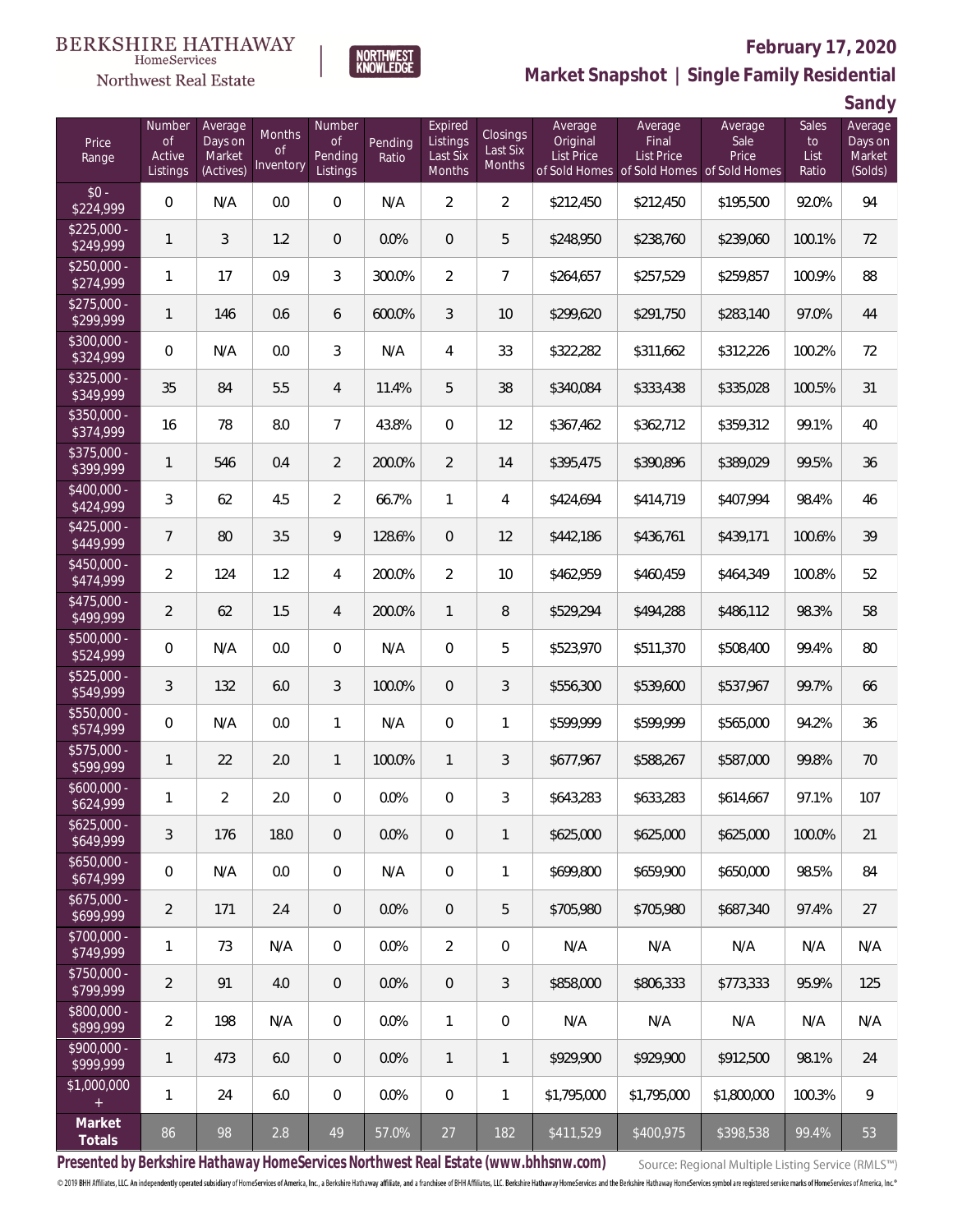BERKSHIRE HATHAWAY HomeServices Northwest Real Estate

NORTHWEST KNOWLEDGE

**February 17, 2020**

## Market Snapshot | Single Family Residential

## Sandy

| Price Range | Number of Active Listings | Average Days on Market (Actives) | Months of Inventory | Number of Pending Listings | Pending Ratio | Expired Listings Last Six Months | Closings Last Six Months | Average Original List Price of Sold Homes | Average Final List Price of Sold Homes | Average Sale Price of Sold Homes | Sales to List Ratio | Average Days on Market (Solds) |
|---|---|---|---|---|---|---|---|---|---|---|---|---|
| $0 - $224,999 | 0 | N/A | 0.0 | 0 | N/A | 2 | 2 | $212,450 | $212,450 | $195,500 | 92.0% | 94 |
| $225,000 - $249,999 | 1 | 3 | 1.2 | 0 | 0.0% | 0 | 5 | $248,950 | $238,760 | $239,060 | 100.1% | 72 |
| $250,000 - $274,999 | 1 | 17 | 0.9 | 3 | 300.0% | 2 | 7 | $264,657 | $257,529 | $259,857 | 100.9% | 88 |
| $275,000 - $299,999 | 1 | 146 | 0.6 | 6 | 600.0% | 3 | 10 | $299,620 | $291,750 | $283,140 | 97.0% | 44 |
| $300,000 - $324,999 | 0 | N/A | 0.0 | 3 | N/A | 4 | 33 | $322,282 | $311,662 | $312,226 | 100.2% | 72 |
| $325,000 - $349,999 | 35 | 84 | 5.5 | 4 | 11.4% | 5 | 38 | $340,084 | $333,438 | $335,028 | 100.5% | 31 |
| $350,000 - $374,999 | 16 | 78 | 8.0 | 7 | 43.8% | 0 | 12 | $367,462 | $362,712 | $359,312 | 99.1% | 40 |
| $375,000 - $399,999 | 1 | 546 | 0.4 | 2 | 200.0% | 2 | 14 | $395,475 | $390,896 | $389,029 | 99.5% | 36 |
| $400,000 - $424,999 | 3 | 62 | 4.5 | 2 | 66.7% | 1 | 4 | $424,694 | $414,719 | $407,994 | 98.4% | 46 |
| $425,000 - $449,999 | 7 | 80 | 3.5 | 9 | 128.6% | 0 | 12 | $442,186 | $436,761 | $439,171 | 100.6% | 39 |
| $450,000 - $474,999 | 2 | 124 | 1.2 | 4 | 200.0% | 2 | 10 | $462,959 | $460,459 | $464,349 | 100.8% | 52 |
| $475,000 - $499,999 | 2 | 62 | 1.5 | 4 | 200.0% | 1 | 8 | $529,294 | $494,288 | $486,112 | 98.3% | 58 |
| $500,000 - $524,999 | 0 | N/A | 0.0 | 0 | N/A | 0 | 5 | $523,970 | $511,370 | $508,400 | 99.4% | 80 |
| $525,000 - $549,999 | 3 | 132 | 6.0 | 3 | 100.0% | 0 | 3 | $556,300 | $539,600 | $537,967 | 99.7% | 66 |
| $550,000 - $574,999 | 0 | N/A | 0.0 | 1 | N/A | 0 | 1 | $599,999 | $599,999 | $565,000 | 94.2% | 36 |
| $575,000 - $599,999 | 1 | 22 | 2.0 | 1 | 100.0% | 1 | 3 | $677,967 | $588,267 | $587,000 | 99.8% | 70 |
| $600,000 - $624,999 | 1 | 2 | 2.0 | 0 | 0.0% | 0 | 3 | $643,283 | $633,283 | $614,667 | 97.1% | 107 |
| $625,000 - $649,999 | 3 | 176 | 18.0 | 0 | 0.0% | 0 | 1 | $625,000 | $625,000 | $625,000 | 100.0% | 21 |
| $650,000 - $674,999 | 0 | N/A | 0.0 | 0 | N/A | 0 | 1 | $699,800 | $659,900 | $650,000 | 98.5% | 84 |
| $675,000 - $699,999 | 2 | 171 | 2.4 | 0 | 0.0% | 0 | 5 | $705,980 | $705,980 | $687,340 | 97.4% | 27 |
| $700,000 - $749,999 | 1 | 73 | N/A | 0 | 0.0% | 2 | 0 | N/A | N/A | N/A | N/A | N/A |
| $750,000 - $799,999 | 2 | 91 | 4.0 | 0 | 0.0% | 0 | 3 | $858,000 | $806,333 | $773,333 | 95.9% | 125 |
| $800,000 - $899,999 | 2 | 198 | N/A | 0 | 0.0% | 1 | 0 | N/A | N/A | N/A | N/A | N/A |
| $900,000 - $999,999 | 1 | 473 | 6.0 | 0 | 0.0% | 1 | 1 | $929,900 | $929,900 | $912,500 | 98.1% | 24 |
| $1,000,000 + | 1 | 24 | 6.0 | 0 | 0.0% | 0 | 1 | $1,795,000 | $1,795,000 | $1,800,000 | 100.3% | 9 |
| **Market Totals** | 86 | 98 | 2.8 | 49 | 57.0% | 27 | 182 | $411,529 | $400,975 | $398,538 | 99.4% | 53 |

**Presented by Berkshire Hathaway HomeServices Northwest Real Estate (www.bhhsnw.com)**

Source: Regional Multiple Listing Service (RMLS™)

© 2019 BHH Affiliates, LLC. An independently operated subsidiary of HomeServices of America, Inc., a Berkshire Hathaway affiliate, and a franchisee of BHH Affiliates, LLC. Berkshire Hathaway HomeServices and the Berkshire Hathaway HomeServices symbol are registered service marks of HomeServices of America, Inc.®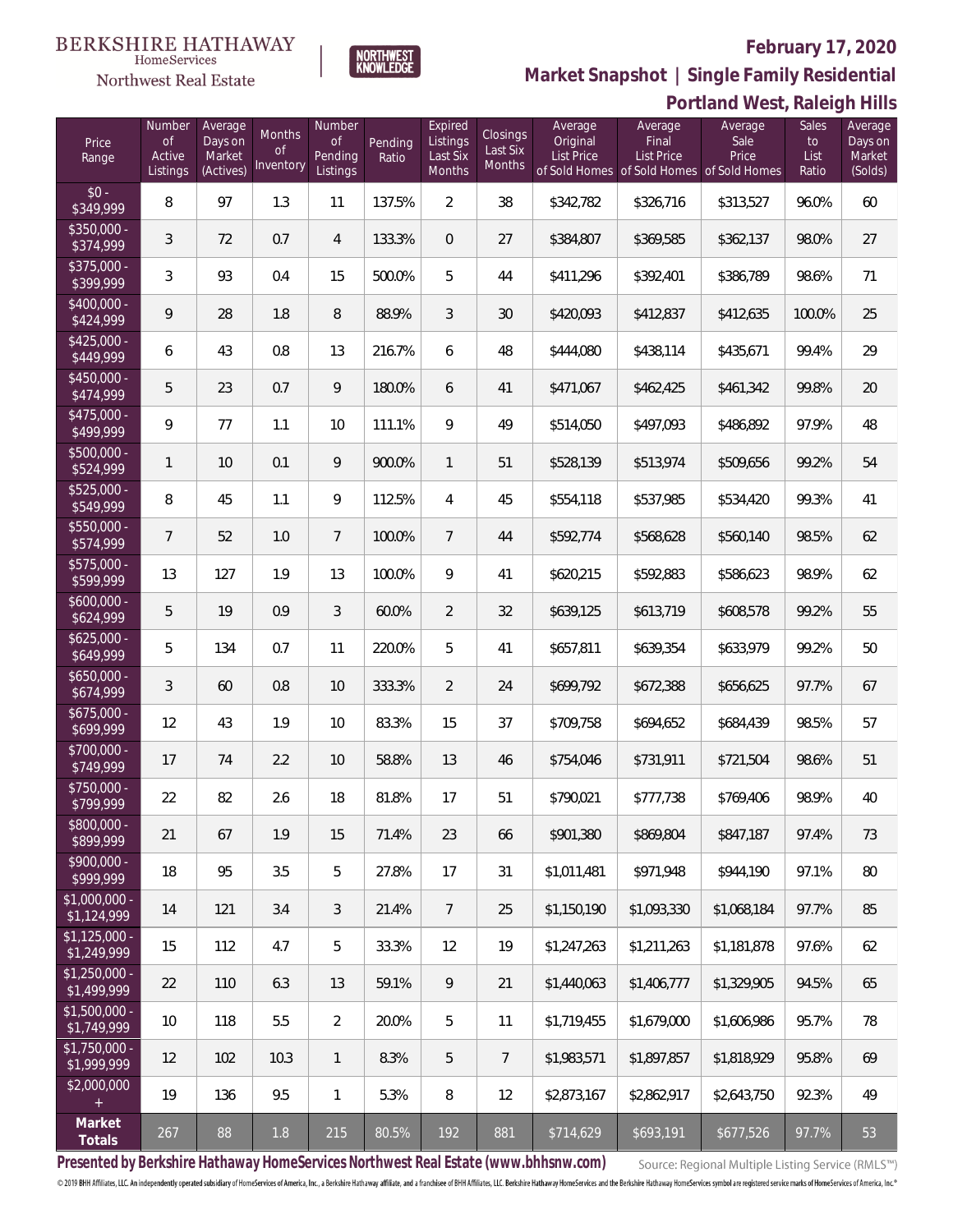BERKSHIRE HATHAWAY HomeServices Northwest Real Estate

NORTHWEST KNOWLEDGE

**February 17, 2020**

**Market Snapshot | Single Family Residential**

**Portland West, Raleigh Hills**

| Price Range | Number of Active Listings | Average Days on Market (Actives) | Months of Inventory | Number of Pending Listings | Pending Ratio | Expired Listings Last Six Months | Closings Last Six Months | Average Original List Price of Sold Homes | Average Final List Price of Sold Homes | Average Sale Price of Sold Homes | Sales to List Ratio | Average Days on Market (Solds) |
|---|---|---|---|---|---|---|---|---|---|---|---|---|
| $0 - $349,999 | 8 | 97 | 1.3 | 11 | 137.5% | 2 | 38 | $342,782 | $326,716 | $313,527 | 96.0% | 60 |
| $350,000 - $374,999 | 3 | 72 | 0.7 | 4 | 133.3% | 0 | 27 | $384,807 | $369,585 | $362,137 | 98.0% | 27 |
| $375,000 - $399,999 | 3 | 93 | 0.4 | 15 | 500.0% | 5 | 44 | $411,296 | $392,401 | $386,789 | 98.6% | 71 |
| $400,000 - $424,999 | 9 | 28 | 1.8 | 8 | 88.9% | 3 | 30 | $420,093 | $412,837 | $412,635 | 100.0% | 25 |
| $425,000 - $449,999 | 6 | 43 | 0.8 | 13 | 216.7% | 6 | 48 | $444,080 | $438,114 | $435,671 | 99.4% | 29 |
| $450,000 - $474,999 | 5 | 23 | 0.7 | 9 | 180.0% | 6 | 41 | $471,067 | $462,425 | $461,342 | 99.8% | 20 |
| $475,000 - $499,999 | 9 | 77 | 1.1 | 10 | 111.1% | 9 | 49 | $514,050 | $497,093 | $486,892 | 97.9% | 48 |
| $500,000 - $524,999 | 1 | 10 | 0.1 | 9 | 900.0% | 1 | 51 | $528,139 | $513,974 | $509,656 | 99.2% | 54 |
| $525,000 - $549,999 | 8 | 45 | 1.1 | 9 | 112.5% | 4 | 45 | $554,118 | $537,985 | $534,420 | 99.3% | 41 |
| $550,000 - $574,999 | 7 | 52 | 1.0 | 7 | 100.0% | 7 | 44 | $592,774 | $568,628 | $560,140 | 98.5% | 62 |
| $575,000 - $599,999 | 13 | 127 | 1.9 | 13 | 100.0% | 9 | 41 | $620,215 | $592,883 | $586,623 | 98.9% | 62 |
| $600,000 - $624,999 | 5 | 19 | 0.9 | 3 | 60.0% | 2 | 32 | $639,125 | $613,719 | $608,578 | 99.2% | 55 |
| $625,000 - $649,999 | 5 | 134 | 0.7 | 11 | 220.0% | 5 | 41 | $657,811 | $639,354 | $633,979 | 99.2% | 50 |
| $650,000 - $674,999 | 3 | 60 | 0.8 | 10 | 333.3% | 2 | 24 | $699,792 | $672,388 | $656,625 | 97.7% | 67 |
| $675,000 - $699,999 | 12 | 43 | 1.9 | 10 | 83.3% | 15 | 37 | $709,758 | $694,652 | $684,439 | 98.5% | 57 |
| $700,000 - $749,999 | 17 | 74 | 2.2 | 10 | 58.8% | 13 | 46 | $754,046 | $731,911 | $721,504 | 98.6% | 51 |
| $750,000 - $799,999 | 22 | 82 | 2.6 | 18 | 81.8% | 17 | 51 | $790,021 | $777,738 | $769,406 | 98.9% | 40 |
| $800,000 - $899,999 | 21 | 67 | 1.9 | 15 | 71.4% | 23 | 66 | $901,380 | $869,804 | $847,187 | 97.4% | 73 |
| $900,000 - $999,999 | 18 | 95 | 3.5 | 5 | 27.8% | 17 | 31 | $1,011,481 | $971,948 | $944,190 | 97.1% | 80 |
| $1,000,000 - $1,124,999 | 14 | 121 | 3.4 | 3 | 21.4% | 7 | 25 | $1,150,190 | $1,093,330 | $1,068,184 | 97.7% | 85 |
| $1,125,000 - $1,249,999 | 15 | 112 | 4.7 | 5 | 33.3% | 12 | 19 | $1,247,263 | $1,211,263 | $1,181,878 | 97.6% | 62 |
| $1,250,000 - $1,499,999 | 22 | 110 | 6.3 | 13 | 59.1% | 9 | 21 | $1,440,063 | $1,406,777 | $1,329,905 | 94.5% | 65 |
| $1,500,000 - $1,749,999 | 10 | 118 | 5.5 | 2 | 20.0% | 5 | 11 | $1,719,455 | $1,679,000 | $1,606,986 | 95.7% | 78 |
| $1,750,000 - $1,999,999 | 12 | 102 | 10.3 | 1 | 8.3% | 5 | 7 | $1,983,571 | $1,897,857 | $1,818,929 | 95.8% | 69 |
| $2,000,000 + | 19 | 136 | 9.5 | 1 | 5.3% | 8 | 12 | $2,873,167 | $2,862,917 | $2,643,750 | 92.3% | 49 |
| **Market Totals** | 267 | 88 | 1.8 | 215 | 80.5% | 192 | 881 | $714,629 | $693,191 | $677,526 | 97.7% | 53 |

**Presented by Berkshire Hathaway HomeServices Northwest Real Estate (www.bhhsnw.com)**

Source: Regional Multiple Listing Service (RMLS™)

© 2019 BHH Affiliates, LLC. An independently operated subsidiary of HomeServices of America, Inc., a Berkshire Hathaway affiliate, and a franchisee of BHH Affiliates, LLC. Berkshire Hathaway HomeServices and the Berkshire Hathaway HomeServices symbol are registered service marks of HomeServices of America, Inc.®